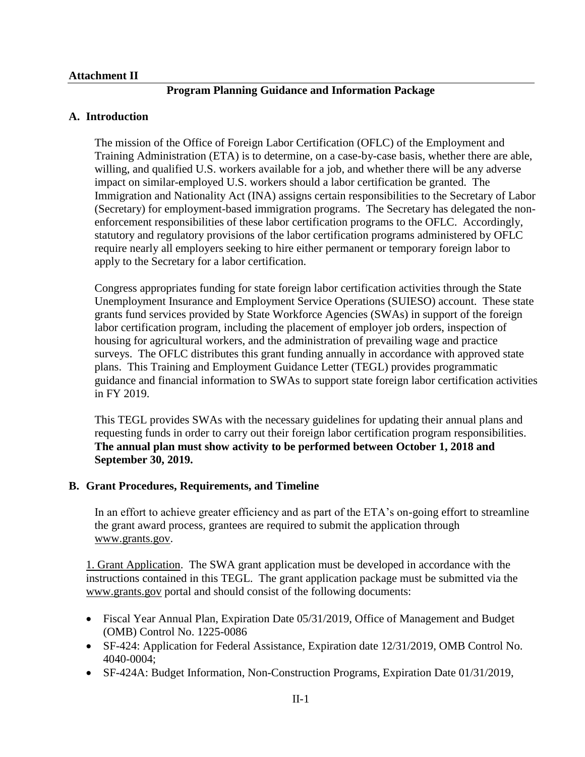**Attachment II**

## Program Planning Guidance and Information Package

### A. Introduction

The mission of the Office of Foreign Labor Certification (OFLC) of the Employment and Training Administration (ETA) is to determine, on a case-by-case basis, whether there are able, willing, and qualified U.S. workers available for a job, and whether there will be any adverse impact on similar-employed U.S. workers should a labor certification be granted. The Immigration and Nationality Act (INA) assigns certain responsibilities to the Secretary of Labor (Secretary) for employment-based immigration programs. The Secretary has delegated the non-enforcement responsibilities of these labor certification programs to the OFLC. Accordingly, statutory and regulatory provisions of the labor certification programs administered by OFLC require nearly all employers seeking to hire either permanent or temporary foreign labor to apply to the Secretary for a labor certification.

Congress appropriates funding for state foreign labor certification activities through the State Unemployment Insurance and Employment Service Operations (SUIESO) account. These state grants fund services provided by State Workforce Agencies (SWAs) in support of the foreign labor certification program, including the placement of employer job orders, inspection of housing for agricultural workers, and the administration of prevailing wage and practice surveys. The OFLC distributes this grant funding annually in accordance with approved state plans. This Training and Employment Guidance Letter (TEGL) provides programmatic guidance and financial information to SWAs to support state foreign labor certification activities in FY 2019.

This TEGL provides SWAs with the necessary guidelines for updating their annual plans and requesting funds in order to carry out their foreign labor certification program responsibilities. **The annual plan must show activity to be performed between October 1, 2018 and September 30, 2019.**

### B. Grant Procedures, Requirements, and Timeline

In an effort to achieve greater efficiency and as part of the ETA's on-going effort to streamline the grant award process, grantees are required to submit the application through www.grants.gov.

1. Grant Application. The SWA grant application must be developed in accordance with the instructions contained in this TEGL. The grant application package must be submitted via the www.grants.gov portal and should consist of the following documents:

- Fiscal Year Annual Plan, Expiration Date 05/31/2019, Office of Management and Budget (OMB) Control No. 1225-0086
- SF-424: Application for Federal Assistance, Expiration date 12/31/2019, OMB Control No. 4040-0004;
- SF-424A: Budget Information, Non-Construction Programs, Expiration Date 01/31/2019,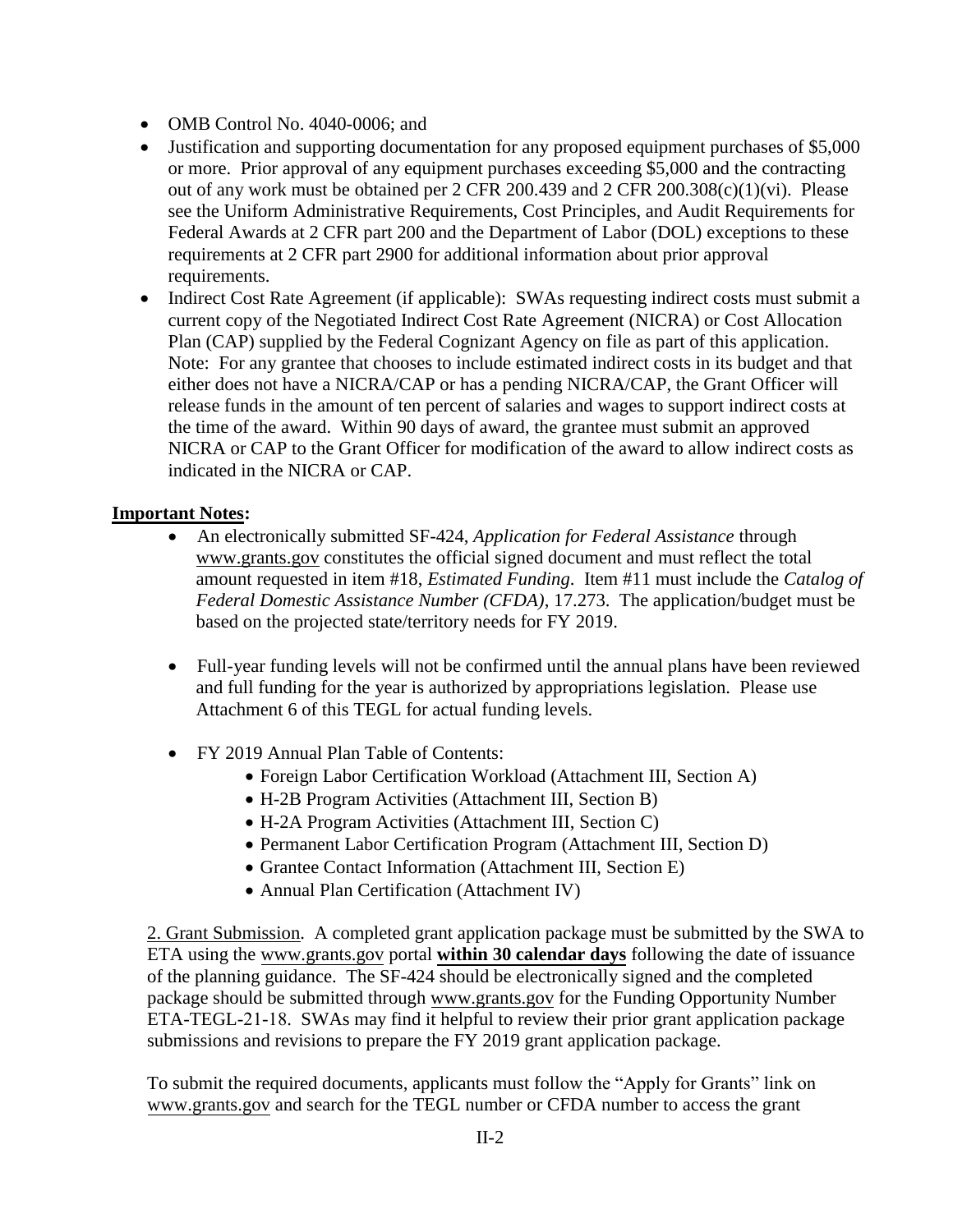- OMB Control No. 4040-0006; and
- Justification and supporting documentation for any proposed equipment purchases of $5,000 or more. Prior approval of any equipment purchases exceeding $5,000 and the contracting out of any work must be obtained per 2 CFR 200.439 and 2 CFR 200.308(c)(1)(vi). Please see the Uniform Administrative Requirements, Cost Principles, and Audit Requirements for Federal Awards at 2 CFR part 200 and the Department of Labor (DOL) exceptions to these requirements at 2 CFR part 2900 for additional information about prior approval requirements.
- Indirect Cost Rate Agreement (if applicable): SWAs requesting indirect costs must submit a current copy of the Negotiated Indirect Cost Rate Agreement (NICRA) or Cost Allocation Plan (CAP) supplied by the Federal Cognizant Agency on file as part of this application. Note: For any grantee that chooses to include estimated indirect costs in its budget and that either does not have a NICRA/CAP or has a pending NICRA/CAP, the Grant Officer will release funds in the amount of ten percent of salaries and wages to support indirect costs at the time of the award. Within 90 days of award, the grantee must submit an approved NICRA or CAP to the Grant Officer for modification of the award to allow indirect costs as indicated in the NICRA or CAP.

**Important Notes:**

- An electronically submitted SF-424, *Application for Federal Assistance* through www.grants.gov constitutes the official signed document and must reflect the total amount requested in item #18, *Estimated Funding*. Item #11 must include the *Catalog of Federal Domestic Assistance Number (CFDA)*, 17.273. The application/budget must be based on the projected state/territory needs for FY 2019.

- Full-year funding levels will not be confirmed until the annual plans have been reviewed and full funding for the year is authorized by appropriations legislation. Please use Attachment 6 of this TEGL for actual funding levels.

- FY 2019 Annual Plan Table of Contents:
  - Foreign Labor Certification Workload (Attachment III, Section A)
  - H-2B Program Activities (Attachment III, Section B)
  - H-2A Program Activities (Attachment III, Section C)
  - Permanent Labor Certification Program (Attachment III, Section D)
  - Grantee Contact Information (Attachment III, Section E)
  - Annual Plan Certification (Attachment IV)

2. Grant Submission. A completed grant application package must be submitted by the SWA to ETA using the www.grants.gov portal **within 30 calendar days** following the date of issuance of the planning guidance. The SF-424 should be electronically signed and the completed package should be submitted through www.grants.gov for the Funding Opportunity Number ETA-TEGL-21-18. SWAs may find it helpful to review their prior grant application package submissions and revisions to prepare the FY 2019 grant application package.

To submit the required documents, applicants must follow the "Apply for Grants" link on www.grants.gov and search for the TEGL number or CFDA number to access the grant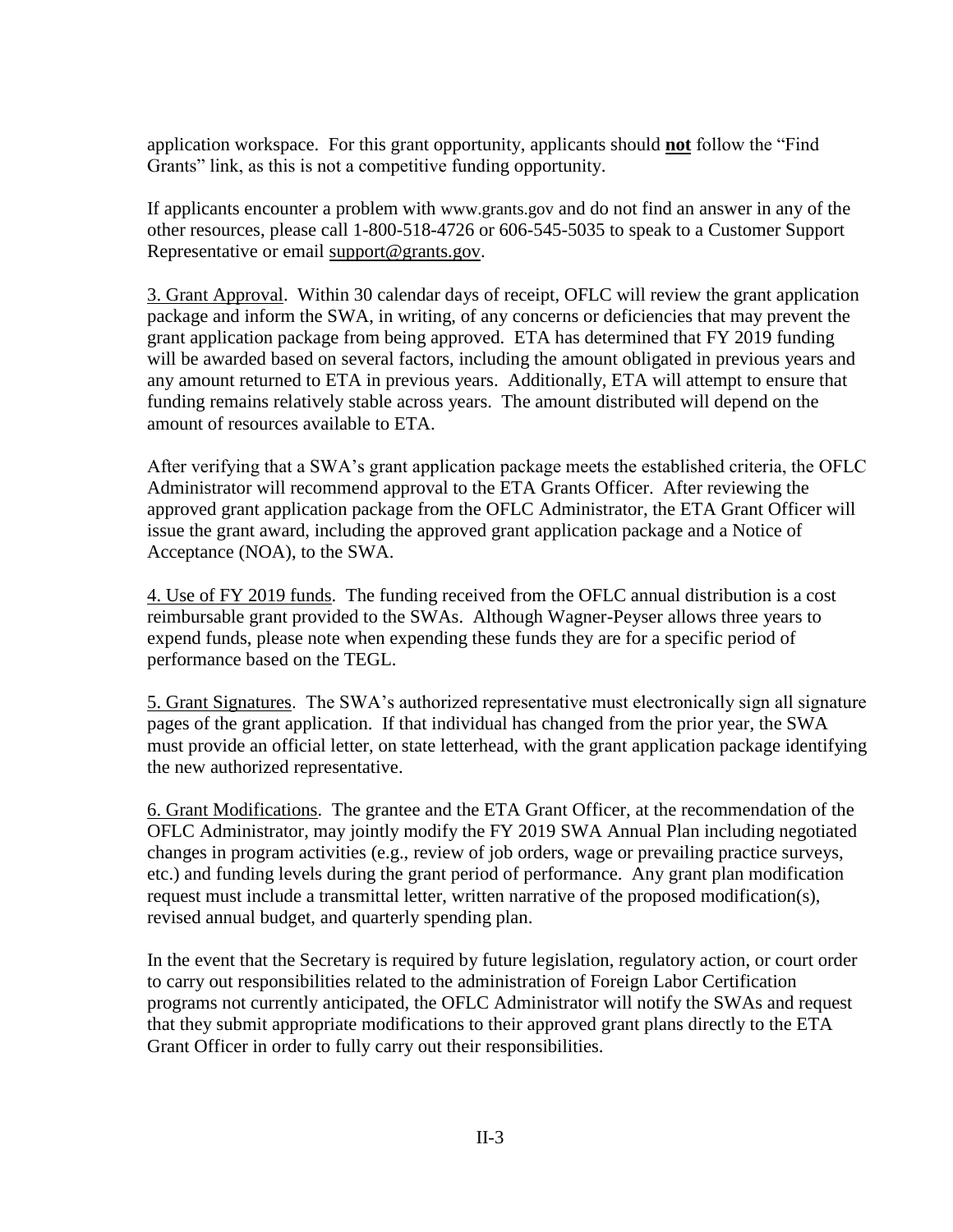application workspace. For this grant opportunity, applicants should **not** follow the "Find Grants" link, as this is not a competitive funding opportunity.

If applicants encounter a problem with www.grants.gov and do not find an answer in any of the other resources, please call 1-800-518-4726 or 606-545-5035 to speak to a Customer Support Representative or email support@grants.gov.

3. Grant Approval. Within 30 calendar days of receipt, OFLC will review the grant application package and inform the SWA, in writing, of any concerns or deficiencies that may prevent the grant application package from being approved. ETA has determined that FY 2019 funding will be awarded based on several factors, including the amount obligated in previous years and any amount returned to ETA in previous years. Additionally, ETA will attempt to ensure that funding remains relatively stable across years. The amount distributed will depend on the amount of resources available to ETA.

After verifying that a SWA's grant application package meets the established criteria, the OFLC Administrator will recommend approval to the ETA Grants Officer. After reviewing the approved grant application package from the OFLC Administrator, the ETA Grant Officer will issue the grant award, including the approved grant application package and a Notice of Acceptance (NOA), to the SWA.

4. Use of FY 2019 funds. The funding received from the OFLC annual distribution is a cost reimbursable grant provided to the SWAs. Although Wagner-Peyser allows three years to expend funds, please note when expending these funds they are for a specific period of performance based on the TEGL.

5. Grant Signatures. The SWA's authorized representative must electronically sign all signature pages of the grant application. If that individual has changed from the prior year, the SWA must provide an official letter, on state letterhead, with the grant application package identifying the new authorized representative.

6. Grant Modifications. The grantee and the ETA Grant Officer, at the recommendation of the OFLC Administrator, may jointly modify the FY 2019 SWA Annual Plan including negotiated changes in program activities (e.g., review of job orders, wage or prevailing practice surveys, etc.) and funding levels during the grant period of performance. Any grant plan modification request must include a transmittal letter, written narrative of the proposed modification(s), revised annual budget, and quarterly spending plan.

In the event that the Secretary is required by future legislation, regulatory action, or court order to carry out responsibilities related to the administration of Foreign Labor Certification programs not currently anticipated, the OFLC Administrator will notify the SWAs and request that they submit appropriate modifications to their approved grant plans directly to the ETA Grant Officer in order to fully carry out their responsibilities.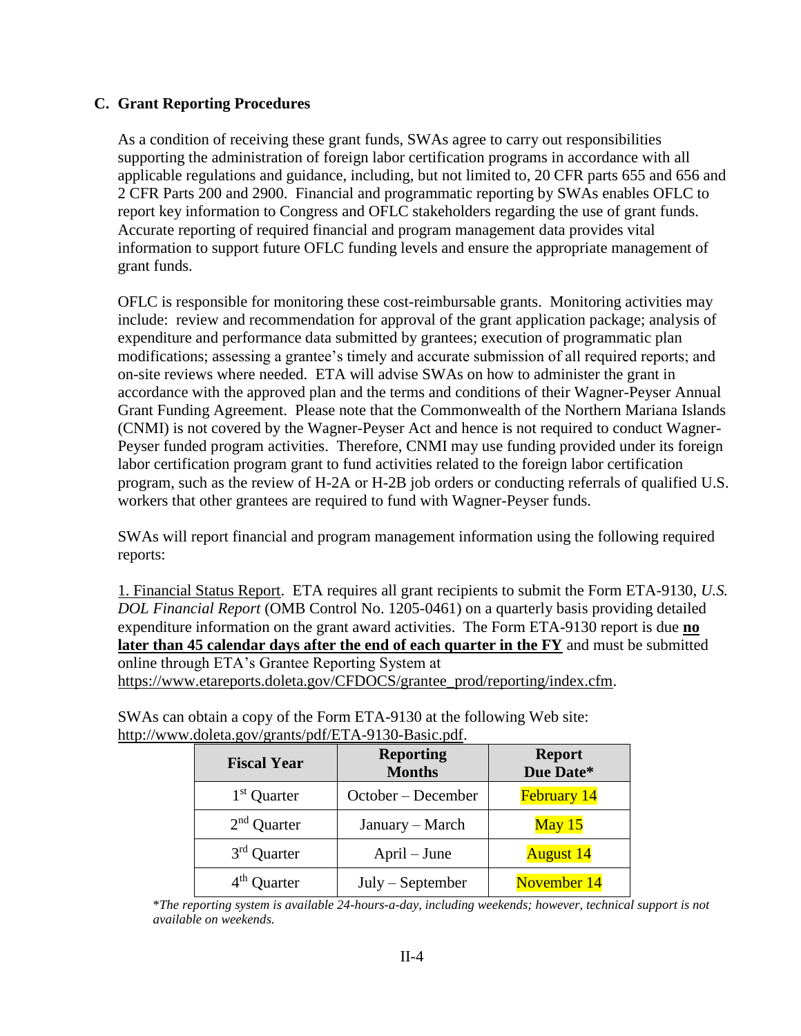## C. Grant Reporting Procedures

As a condition of receiving these grant funds, SWAs agree to carry out responsibilities supporting the administration of foreign labor certification programs in accordance with all applicable regulations and guidance, including, but not limited to, 20 CFR parts 655 and 656 and 2 CFR Parts 200 and 2900. Financial and programmatic reporting by SWAs enables OFLC to report key information to Congress and OFLC stakeholders regarding the use of grant funds. Accurate reporting of required financial and program management data provides vital information to support future OFLC funding levels and ensure the appropriate management of grant funds.

OFLC is responsible for monitoring these cost-reimbursable grants. Monitoring activities may include: review and recommendation for approval of the grant application package; analysis of expenditure and performance data submitted by grantees; execution of programmatic plan modifications; assessing a grantee's timely and accurate submission of all required reports; and on-site reviews where needed. ETA will advise SWAs on how to administer the grant in accordance with the approved plan and the terms and conditions of their Wagner-Peyser Annual Grant Funding Agreement. Please note that the Commonwealth of the Northern Mariana Islands (CNMI) is not covered by the Wagner-Peyser Act and hence is not required to conduct Wagner-Peyser funded program activities. Therefore, CNMI may use funding provided under its foreign labor certification program grant to fund activities related to the foreign labor certification program, such as the review of H-2A or H-2B job orders or conducting referrals of qualified U.S. workers that other grantees are required to fund with Wagner-Peyser funds.

SWAs will report financial and program management information using the following required reports:

1. Financial Status Report. ETA requires all grant recipients to submit the Form ETA-9130, *U.S. DOL Financial Report* (OMB Control No. 1205-0461) on a quarterly basis providing detailed expenditure information on the grant award activities. The Form ETA-9130 report is due **no later than 45 calendar days after the end of each quarter in the FY** and must be submitted online through ETA's Grantee Reporting System at https://www.etareports.doleta.gov/CFDOCS/grantee_prod/reporting/index.cfm.

SWAs can obtain a copy of the Form ETA-9130 at the following Web site: http://www.doleta.gov/grants/pdf/ETA-9130-Basic.pdf.

| Fiscal Year | Reporting Months | Report Due Date* |
|---|---|---|
| 1st Quarter | October – December | February 14 |
| 2nd Quarter | January – March | May 15 |
| 3rd Quarter | April – June | August 14 |
| 4th Quarter | July – September | November 14 |

*\*The reporting system is available 24-hours-a-day, including weekends; however, technical support is not available on weekends.*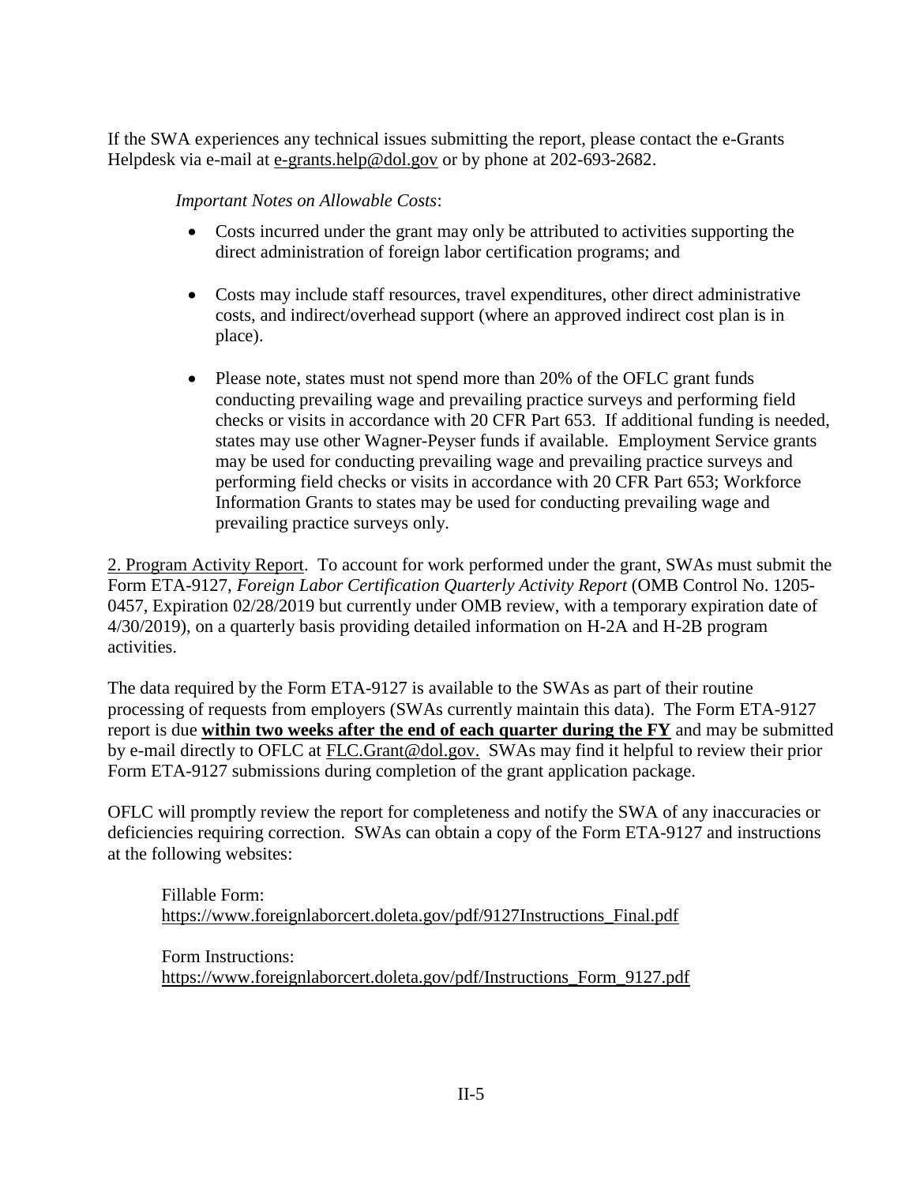If the SWA experiences any technical issues submitting the report, please contact the e-Grants Helpdesk via e-mail at e-grants.help@dol.gov or by phone at 202-693-2682.

*Important Notes on Allowable Costs*:

- Costs incurred under the grant may only be attributed to activities supporting the direct administration of foreign labor certification programs; and
- Costs may include staff resources, travel expenditures, other direct administrative costs, and indirect/overhead support (where an approved indirect cost plan is in place).
- Please note, states must not spend more than 20% of the OFLC grant funds conducting prevailing wage and prevailing practice surveys and performing field checks or visits in accordance with 20 CFR Part 653. If additional funding is needed, states may use other Wagner-Peyser funds if available. Employment Service grants may be used for conducting prevailing wage and prevailing practice surveys and performing field checks or visits in accordance with 20 CFR Part 653; Workforce Information Grants to states may be used for conducting prevailing wage and prevailing practice surveys only.

2. Program Activity Report. To account for work performed under the grant, SWAs must submit the Form ETA-9127, *Foreign Labor Certification Quarterly Activity Report* (OMB Control No. 1205-0457, Expiration 02/28/2019 but currently under OMB review, with a temporary expiration date of 4/30/2019), on a quarterly basis providing detailed information on H-2A and H-2B program activities.

The data required by the Form ETA-9127 is available to the SWAs as part of their routine processing of requests from employers (SWAs currently maintain this data). The Form ETA-9127 report is due **within two weeks after the end of each quarter during the FY** and may be submitted by e-mail directly to OFLC at FLC.Grant@dol.gov. SWAs may find it helpful to review their prior Form ETA-9127 submissions during completion of the grant application package.

OFLC will promptly review the report for completeness and notify the SWA of any inaccuracies or deficiencies requiring correction. SWAs can obtain a copy of the Form ETA-9127 and instructions at the following websites:

Fillable Form:
https://www.foreignlaborcert.doleta.gov/pdf/9127Instructions_Final.pdf

Form Instructions:
https://www.foreignlaborcert.doleta.gov/pdf/Instructions_Form_9127.pdf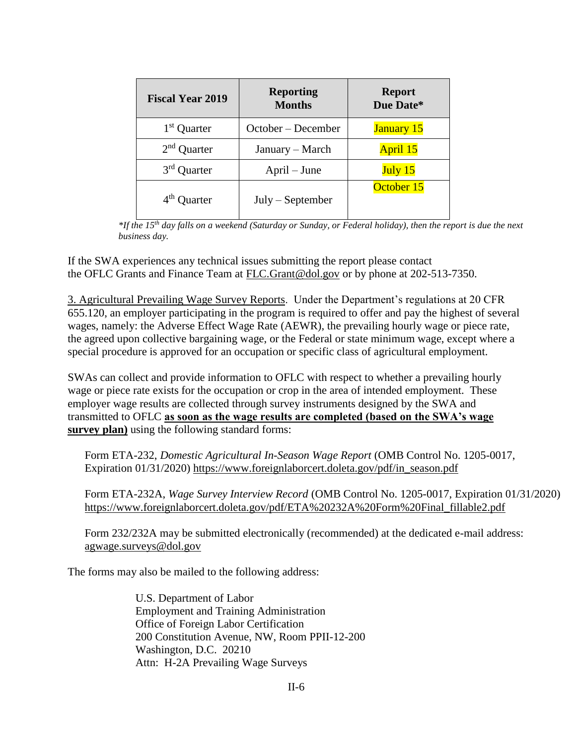| Fiscal Year 2019 | Reporting Months | Report Due Date* |
| --- | --- | --- |
| 1st Quarter | October – December | January 15 |
| 2nd Quarter | January – March | April 15 |
| 3rd Quarter | April – June | July 15 |
| 4th Quarter | July – September | October 15 |

*\*If the 15th day falls on a weekend (Saturday or Sunday, or Federal holiday), then the report is due the next business day.*

If the SWA experiences any technical issues submitting the report please contact the OFLC Grants and Finance Team at FLC.Grant@dol.gov or by phone at 202-513-7350.

3. Agricultural Prevailing Wage Survey Reports. Under the Department's regulations at 20 CFR 655.120, an employer participating in the program is required to offer and pay the highest of several wages, namely: the Adverse Effect Wage Rate (AEWR), the prevailing hourly wage or piece rate, the agreed upon collective bargaining wage, or the Federal or state minimum wage, except where a special procedure is approved for an occupation or specific class of agricultural employment.

SWAs can collect and provide information to OFLC with respect to whether a prevailing hourly wage or piece rate exists for the occupation or crop in the area of intended employment. These employer wage results are collected through survey instruments designed by the SWA and transmitted to OFLC **as soon as the wage results are completed (based on the SWA's wage survey plan)** using the following standard forms:

Form ETA-232, *Domestic Agricultural In-Season Wage Report* (OMB Control No. 1205-0017, Expiration 01/31/2020) https://www.foreignlaborcert.doleta.gov/pdf/in_season.pdf

Form ETA-232A, *Wage Survey Interview Record* (OMB Control No. 1205-0017, Expiration 01/31/2020) https://www.foreignlaborcert.doleta.gov/pdf/ETA%20232A%20Form%20Final_fillable2.pdf

Form 232/232A may be submitted electronically (recommended) at the dedicated e-mail address: agwage.surveys@dol.gov

The forms may also be mailed to the following address:

U.S. Department of Labor
Employment and Training Administration
Office of Foreign Labor Certification
200 Constitution Avenue, NW, Room PPII-12-200
Washington, D.C. 20210
Attn: H-2A Prevailing Wage Surveys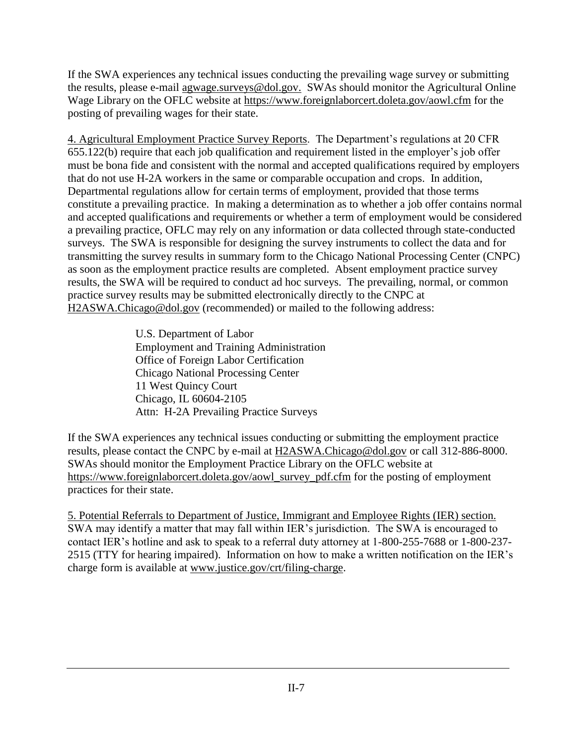If the SWA experiences any technical issues conducting the prevailing wage survey or submitting the results, please e-mail agwage.surveys@dol.gov. SWAs should monitor the Agricultural Online Wage Library on the OFLC website at https://www.foreignlaborcert.doleta.gov/aowl.cfm for the posting of prevailing wages for their state.

4. Agricultural Employment Practice Survey Reports. The Department's regulations at 20 CFR 655.122(b) require that each job qualification and requirement listed in the employer's job offer must be bona fide and consistent with the normal and accepted qualifications required by employers that do not use H-2A workers in the same or comparable occupation and crops. In addition, Departmental regulations allow for certain terms of employment, provided that those terms constitute a prevailing practice. In making a determination as to whether a job offer contains normal and accepted qualifications and requirements or whether a term of employment would be considered a prevailing practice, OFLC may rely on any information or data collected through state-conducted surveys. The SWA is responsible for designing the survey instruments to collect the data and for transmitting the survey results in summary form to the Chicago National Processing Center (CNPC) as soon as the employment practice results are completed. Absent employment practice survey results, the SWA will be required to conduct ad hoc surveys. The prevailing, normal, or common practice survey results may be submitted electronically directly to the CNPC at H2ASWA.Chicago@dol.gov (recommended) or mailed to the following address:

U.S. Department of Labor  
Employment and Training Administration  
Office of Foreign Labor Certification  
Chicago National Processing Center  
11 West Quincy Court  
Chicago, IL 60604-2105  
Attn: H-2A Prevailing Practice Surveys

If the SWA experiences any technical issues conducting or submitting the employment practice results, please contact the CNPC by e-mail at H2ASWA.Chicago@dol.gov or call 312-886-8000. SWAs should monitor the Employment Practice Library on the OFLC website at https://www.foreignlaborcert.doleta.gov/aowl_survey_pdf.cfm for the posting of employment practices for their state.

5. Potential Referrals to Department of Justice, Immigrant and Employee Rights (IER) section. SWA may identify a matter that may fall within IER's jurisdiction. The SWA is encouraged to contact IER's hotline and ask to speak to a referral duty attorney at 1-800-255-7688 or 1-800-237-2515 (TTY for hearing impaired). Information on how to make a written notification on the IER's charge form is available at www.justice.gov/crt/filing-charge.